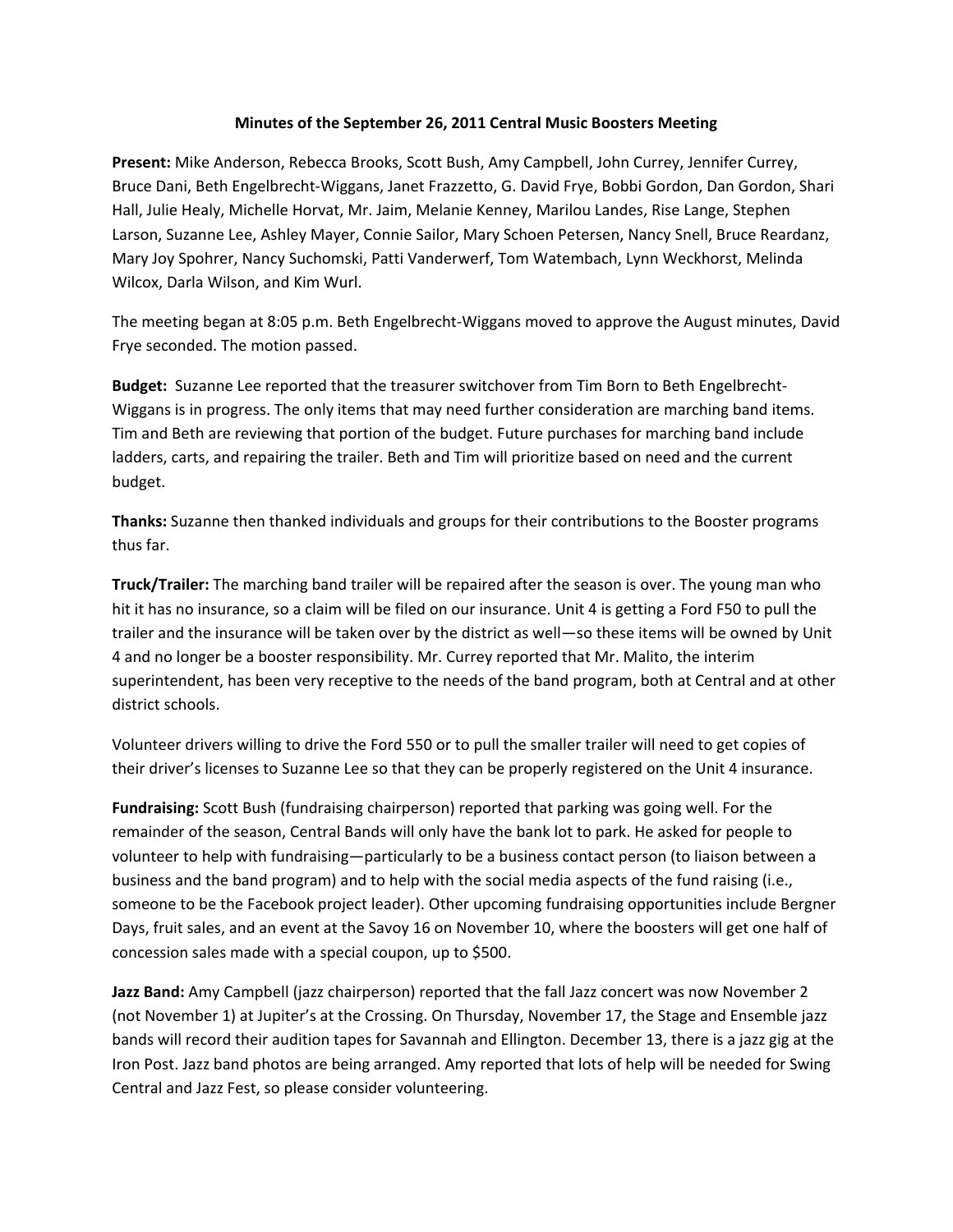# Minutes of the September 26, 2011 Central Music Boosters Meeting

**Present:** Mike Anderson, Rebecca Brooks, Scott Bush, Amy Campbell, John Currey, Jennifer Currey, Bruce Dani, Beth Engelbrecht-Wiggans, Janet Frazzetto, G. David Frye, Bobbi Gordon, Dan Gordon, Shari Hall, Julie Healy, Michelle Horvat, Mr. Jaim, Melanie Kenney, Marilou Landes, Rise Lange, Stephen Larson, Suzanne Lee, Ashley Mayer, Connie Sailor, Mary Schoen Petersen, Nancy Snell, Bruce Reardanz, Mary Joy Spohrer, Nancy Suchomski, Patti Vanderwerf, Tom Watembach, Lynn Weckhorst, Melinda Wilcox, Darla Wilson, and Kim Wurl.

The meeting began at 8:05 p.m. Beth Engelbrecht-Wiggans moved to approve the August minutes, David Frye seconded. The motion passed.

**Budget:** Suzanne Lee reported that the treasurer switchover from Tim Born to Beth Engelbrecht-Wiggans is in progress. The only items that may need further consideration are marching band items. Tim and Beth are reviewing that portion of the budget. Future purchases for marching band include ladders, carts, and repairing the trailer. Beth and Tim will prioritize based on need and the current budget.

**Thanks:** Suzanne then thanked individuals and groups for their contributions to the Booster programs thus far.

**Truck/Trailer:** The marching band trailer will be repaired after the season is over. The young man who hit it has no insurance, so a claim will be filed on our insurance. Unit 4 is getting a Ford F50 to pull the trailer and the insurance will be taken over by the district as well—so these items will be owned by Unit 4 and no longer be a booster responsibility. Mr. Currey reported that Mr. Malito, the interim superintendent, has been very receptive to the needs of the band program, both at Central and at other district schools.

Volunteer drivers willing to drive the Ford 550 or to pull the smaller trailer will need to get copies of their driver's licenses to Suzanne Lee so that they can be properly registered on the Unit 4 insurance.

**Fundraising:** Scott Bush (fundraising chairperson) reported that parking was going well. For the remainder of the season, Central Bands will only have the bank lot to park. He asked for people to volunteer to help with fundraising—particularly to be a business contact person (to liaison between a business and the band program) and to help with the social media aspects of the fund raising (i.e., someone to be the Facebook project leader). Other upcoming fundraising opportunities include Bergner Days, fruit sales, and an event at the Savoy 16 on November 10, where the boosters will get one half of concession sales made with a special coupon, up to $500.

**Jazz Band:** Amy Campbell (jazz chairperson) reported that the fall Jazz concert was now November 2 (not November 1) at Jupiter's at the Crossing. On Thursday, November 17, the Stage and Ensemble jazz bands will record their audition tapes for Savannah and Ellington. December 13, there is a jazz gig at the Iron Post. Jazz band photos are being arranged. Amy reported that lots of help will be needed for Swing Central and Jazz Fest, so please consider volunteering.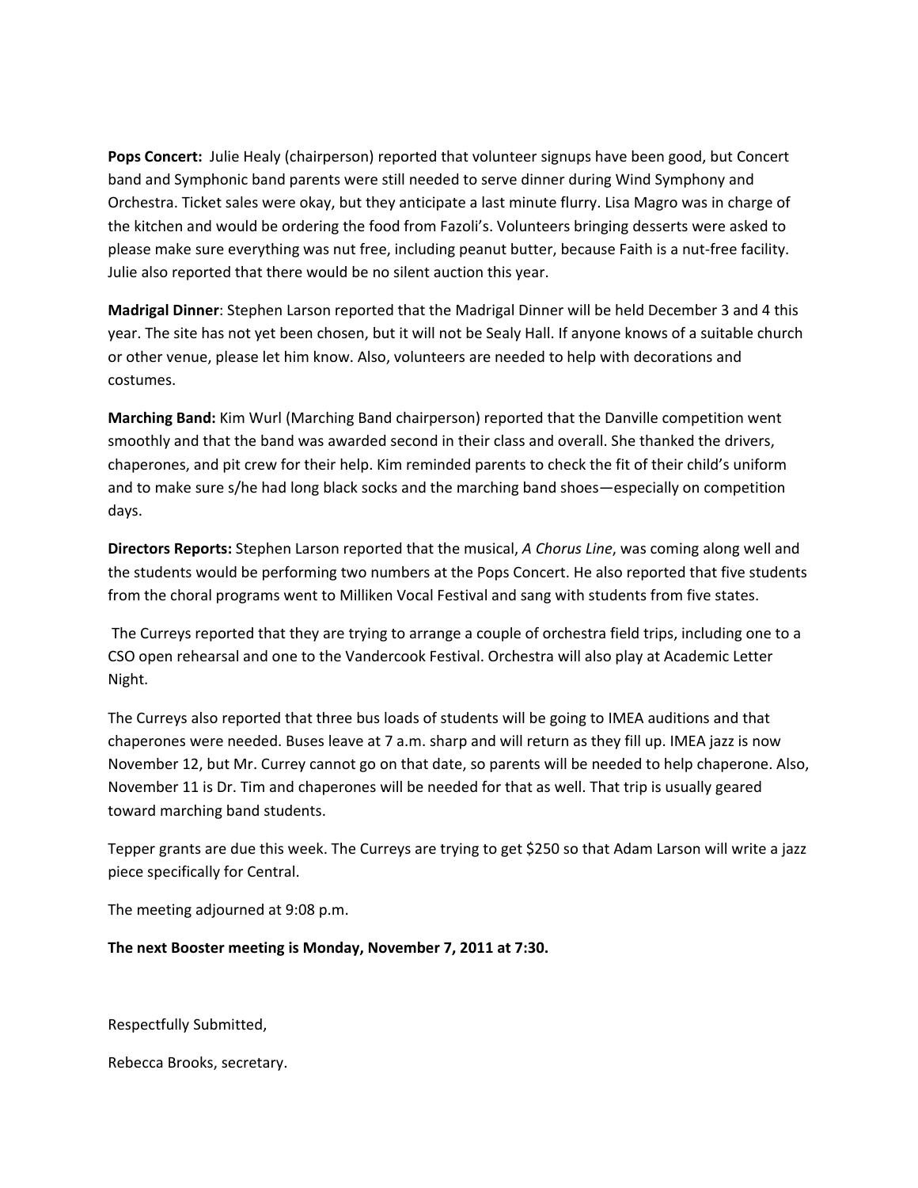**Pops Concert:** Julie Healy (chairperson) reported that volunteer signups have been good, but Concert band and Symphonic band parents were still needed to serve dinner during Wind Symphony and Orchestra. Ticket sales were okay, but they anticipate a last minute flurry. Lisa Magro was in charge of the kitchen and would be ordering the food from Fazoli's. Volunteers bringing desserts were asked to please make sure everything was nut free, including peanut butter, because Faith is a nut-free facility. Julie also reported that there would be no silent auction this year.

**Madrigal Dinner**: Stephen Larson reported that the Madrigal Dinner will be held December 3 and 4 this year. The site has not yet been chosen, but it will not be Sealy Hall. If anyone knows of a suitable church or other venue, please let him know. Also, volunteers are needed to help with decorations and costumes.

**Marching Band:** Kim Wurl (Marching Band chairperson) reported that the Danville competition went smoothly and that the band was awarded second in their class and overall. She thanked the drivers, chaperones, and pit crew for their help. Kim reminded parents to check the fit of their child's uniform and to make sure s/he had long black socks and the marching band shoes—especially on competition days.

**Directors Reports:** Stephen Larson reported that the musical, *A Chorus Line*, was coming along well and the students would be performing two numbers at the Pops Concert. He also reported that five students from the choral programs went to Milliken Vocal Festival and sang with students from five states.

The Curreys reported that they are trying to arrange a couple of orchestra field trips, including one to a CSO open rehearsal and one to the Vandercook Festival. Orchestra will also play at Academic Letter Night.

The Curreys also reported that three bus loads of students will be going to IMEA auditions and that chaperones were needed. Buses leave at 7 a.m. sharp and will return as they fill up. IMEA jazz is now November 12, but Mr. Currey cannot go on that date, so parents will be needed to help chaperone. Also, November 11 is Dr. Tim and chaperones will be needed for that as well. That trip is usually geared toward marching band students.

Tepper grants are due this week. The Curreys are trying to get $250 so that Adam Larson will write a jazz piece specifically for Central.

The meeting adjourned at 9:08 p.m.

**The next Booster meeting is Monday, November 7, 2011 at 7:30.**

Respectfully Submitted,

Rebecca Brooks, secretary.